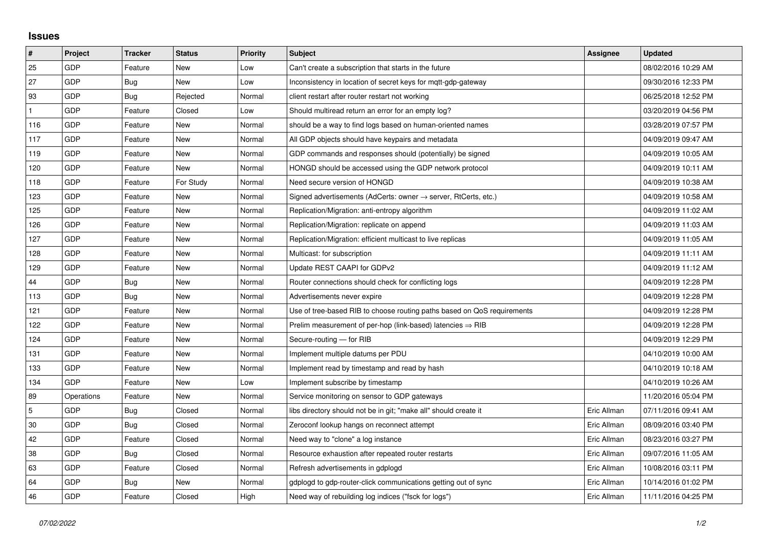# Issues

| # | Project | Tracker | Status | Priority | Subject | Assignee | Updated |
|---|---|---|---|---|---|---|---|
| 25 | GDP | Feature | New | Low | Can't create a subscription that starts in the future | | 08/02/2016 10:29 AM |
| 27 | GDP | Bug | New | Low | Inconsistency in location of secret keys for mqtt-gdp-gateway | | 09/30/2016 12:33 PM |
| 93 | GDP | Bug | Rejected | Normal | client restart after router restart not working | | 06/25/2018 12:52 PM |
| 1 | GDP | Feature | Closed | Low | Should multiread return an error for an empty log? | | 03/20/2019 04:56 PM |
| 116 | GDP | Feature | New | Normal | should be a way to find logs based on human-oriented names | | 03/28/2019 07:57 PM |
| 117 | GDP | Feature | New | Normal | All GDP objects should have keypairs and metadata | | 04/09/2019 09:47 AM |
| 119 | GDP | Feature | New | Normal | GDP commands and responses should (potentially) be signed | | 04/09/2019 10:05 AM |
| 120 | GDP | Feature | New | Normal | HONGD should be accessed using the GDP network protocol | | 04/09/2019 10:11 AM |
| 118 | GDP | Feature | For Study | Normal | Need secure version of HONGD | | 04/09/2019 10:38 AM |
| 123 | GDP | Feature | New | Normal | Signed advertisements (AdCerts: owner → server, RtCerts, etc.) | | 04/09/2019 10:58 AM |
| 125 | GDP | Feature | New | Normal | Replication/Migration: anti-entropy algorithm | | 04/09/2019 11:02 AM |
| 126 | GDP | Feature | New | Normal | Replication/Migration: replicate on append | | 04/09/2019 11:03 AM |
| 127 | GDP | Feature | New | Normal | Replication/Migration: efficient multicast to live replicas | | 04/09/2019 11:05 AM |
| 128 | GDP | Feature | New | Normal | Multicast: for subscription | | 04/09/2019 11:11 AM |
| 129 | GDP | Feature | New | Normal | Update REST CAAPI for GDPv2 | | 04/09/2019 11:12 AM |
| 44 | GDP | Bug | New | Normal | Router connections should check for conflicting logs | | 04/09/2019 12:28 PM |
| 113 | GDP | Bug | New | Normal | Advertisements never expire | | 04/09/2019 12:28 PM |
| 121 | GDP | Feature | New | Normal | Use of tree-based RIB to choose routing paths based on QoS requirements | | 04/09/2019 12:28 PM |
| 122 | GDP | Feature | New | Normal | Prelim measurement of per-hop (link-based) latencies ⇒ RIB | | 04/09/2019 12:28 PM |
| 124 | GDP | Feature | New | Normal | Secure-routing — for RIB | | 04/09/2019 12:29 PM |
| 131 | GDP | Feature | New | Normal | Implement multiple datums per PDU | | 04/10/2019 10:00 AM |
| 133 | GDP | Feature | New | Normal | Implement read by timestamp and read by hash | | 04/10/2019 10:18 AM |
| 134 | GDP | Feature | New | Low | Implement subscribe by timestamp | | 04/10/2019 10:26 AM |
| 89 | Operations | Feature | New | Normal | Service monitoring on sensor to GDP gateways | | 11/20/2016 05:04 PM |
| 5 | GDP | Bug | Closed | Normal | libs directory should not be in git; "make all" should create it | Eric Allman | 07/11/2016 09:41 AM |
| 30 | GDP | Bug | Closed | Normal | Zeroconf lookup hangs on reconnect attempt | Eric Allman | 08/09/2016 03:40 PM |
| 42 | GDP | Feature | Closed | Normal | Need way to "clone" a log instance | Eric Allman | 08/23/2016 03:27 PM |
| 38 | GDP | Bug | Closed | Normal | Resource exhaustion after repeated router restarts | Eric Allman | 09/07/2016 11:05 AM |
| 63 | GDP | Feature | Closed | Normal | Refresh advertisements in gdplogd | Eric Allman | 10/08/2016 03:11 PM |
| 64 | GDP | Bug | New | Normal | gdplogd to gdp-router-click communications getting out of sync | Eric Allman | 10/14/2016 01:02 PM |
| 46 | GDP | Feature | Closed | High | Need way of rebuilding log indices ("fsck for logs") | Eric Allman | 11/11/2016 04:25 PM |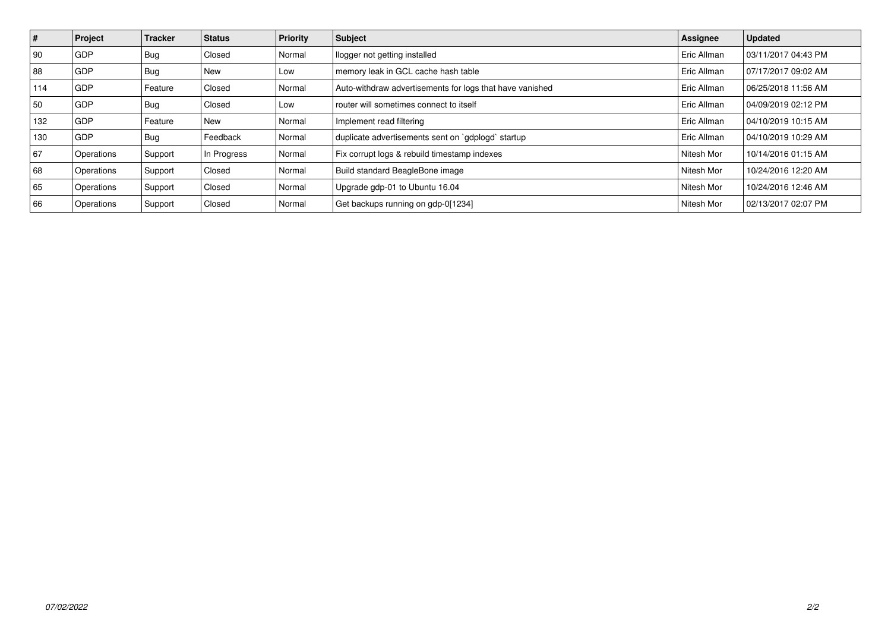| # | Project | Tracker | Status | Priority | Subject | Assignee | Updated |
|---|---|---|---|---|---|---|---|
| 90 | GDP | Bug | Closed | Normal | llogger not getting installed | Eric Allman | 03/11/2017 04:43 PM |
| 88 | GDP | Bug | New | Low | memory leak in GCL cache hash table | Eric Allman | 07/17/2017 09:02 AM |
| 114 | GDP | Feature | Closed | Normal | Auto-withdraw advertisements for logs that have vanished | Eric Allman | 06/25/2018 11:56 AM |
| 50 | GDP | Bug | Closed | Low | router will sometimes connect to itself | Eric Allman | 04/09/2019 02:12 PM |
| 132 | GDP | Feature | New | Normal | Implement read filtering | Eric Allman | 04/10/2019 10:15 AM |
| 130 | GDP | Bug | Feedback | Normal | duplicate advertisements sent on `gdplogd` startup | Eric Allman | 04/10/2019 10:29 AM |
| 67 | Operations | Support | In Progress | Normal | Fix corrupt logs & rebuild timestamp indexes | Nitesh Mor | 10/14/2016 01:15 AM |
| 68 | Operations | Support | Closed | Normal | Build standard BeagleBone image | Nitesh Mor | 10/24/2016 12:20 AM |
| 65 | Operations | Support | Closed | Normal | Upgrade gdp-01 to Ubuntu 16.04 | Nitesh Mor | 10/24/2016 12:46 AM |
| 66 | Operations | Support | Closed | Normal | Get backups running on gdp-0[1234] | Nitesh Mor | 02/13/2017 02:07 PM |

*07/02/2022*